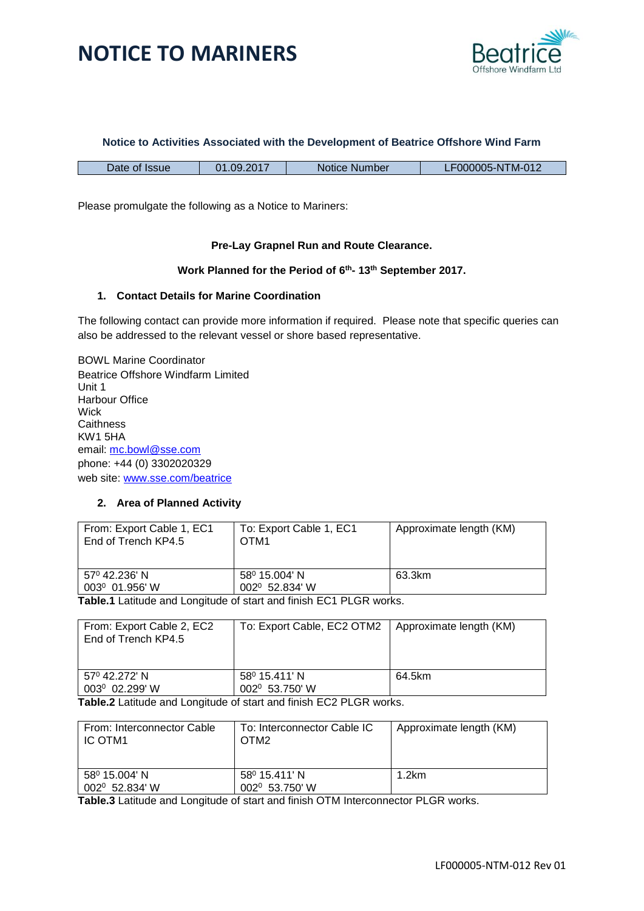# NOTICE TO MARINERS

**Notice to Activities Associated with the Development of Beatrice Offshore Wind Farm**

| Date of Issue | 01.09.2017 | Notice Number | LF000005-NTM-012 |
|---|---|---|---|

Please promulgate the following as a Notice to Mariners:

**Pre-Lay Grapnel Run and Route Clearance.**

**Work Planned for the Period of 6th- 13th September 2017.**

## 1. Contact Details for Marine Coordination

The following contact can provide more information if required. Please note that specific queries can also be addressed to the relevant vessel or shore based representative.

BOWL Marine Coordinator
Beatrice Offshore Windfarm Limited
Unit 1
Harbour Office
Wick
Caithness
KW1 5HA
email: mc.bowl@sse.com
phone: +44 (0) 3302020329
web site: www.sse.com/beatrice

## 2. Area of Planned Activity

| From: Export Cable 1, EC1 End of Trench KP4.5 | To: Export Cable 1, EC1 OTM1 | Approximate length (KM) |
|---|---|---|
| 57⁰ 42.236' N 003⁰ 01.956' W | 58⁰ 15.004' N 002⁰ 52.834' W | 63.3km |

**Table.1** Latitude and Longitude of start and finish EC1 PLGR works.

| From: Export Cable 2, EC2 End of Trench KP4.5 | To: Export Cable, EC2 OTM2 | Approximate length (KM) |
|---|---|---|
| 57⁰ 42.272' N 003⁰ 02.299' W | 58⁰ 15.411' N 002⁰ 53.750' W | 64.5km |

**Table.2** Latitude and Longitude of start and finish EC2 PLGR works.

| From: Interconnector Cable IC OTM1 | To: Interconnector Cable IC OTM2 | Approximate length (KM) |
|---|---|---|
| 58⁰ 15.004' N 002⁰ 52.834' W | 58⁰ 15.411' N 002⁰ 53.750' W | 1.2km |

**Table.3** Latitude and Longitude of start and finish OTM Interconnector PLGR works.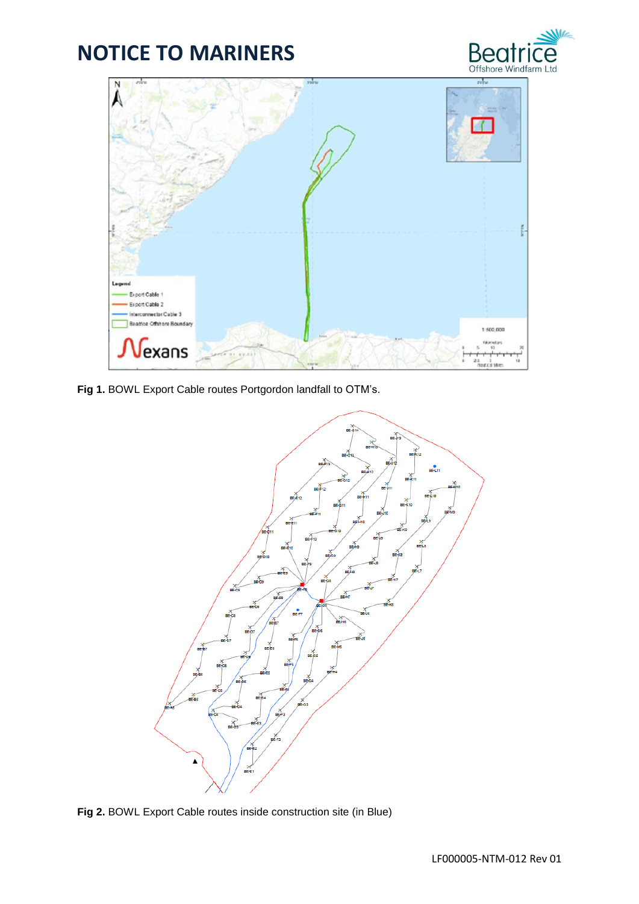# NOTICE TO MARINERS

**Fig 1.** BOWL Export Cable routes Portgordon landfall to OTM's.

**Fig 2.** BOWL Export Cable routes inside construction site (in Blue)

LF000005-NTM-012 Rev 01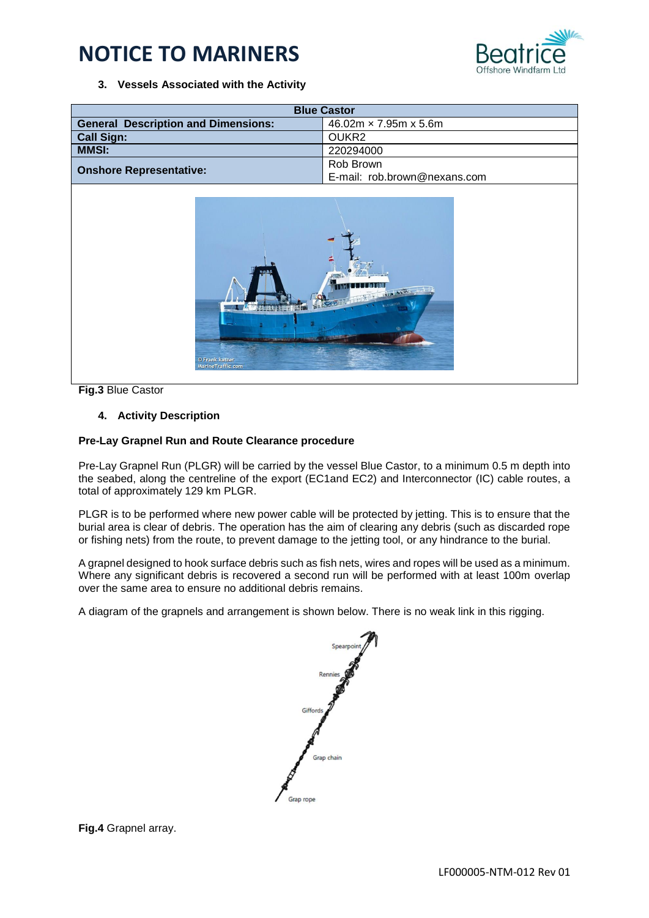# NOTICE TO MARINERS

### 3. Vessels Associated with the Activity

| Blue Castor | |
|---|---|
| **General Description and Dimensions:** | 46.02m × 7.95m x 5.6m |
| **Call Sign:** | OUKR2 |
| **MMSI:** | 220294000 |
| **Onshore Representative:** | Rob Brown<br>E-mail: rob.brown@nexans.com |

**Fig.3** Blue Castor

### 4. Activity Description

**Pre-Lay Grapnel Run and Route Clearance procedure**

Pre-Lay Grapnel Run (PLGR) will be carried by the vessel Blue Castor, to a minimum 0.5 m depth into the seabed, along the centreline of the export (EC1and EC2) and Interconnector (IC) cable routes, a total of approximately 129 km PLGR.

PLGR is to be performed where new power cable will be protected by jetting. This is to ensure that the burial area is clear of debris. The operation has the aim of clearing any debris (such as discarded rope or fishing nets) from the route, to prevent damage to the jetting tool, or any hindrance to the burial.

A grapnel designed to hook surface debris such as fish nets, wires and ropes will be used as a minimum. Where any significant debris is recovered a second run will be performed with at least 100m overlap over the same area to ensure no additional debris remains.

A diagram of the grapnels and arrangement is shown below. There is no weak link in this rigging.

**Fig.4** Grapnel array.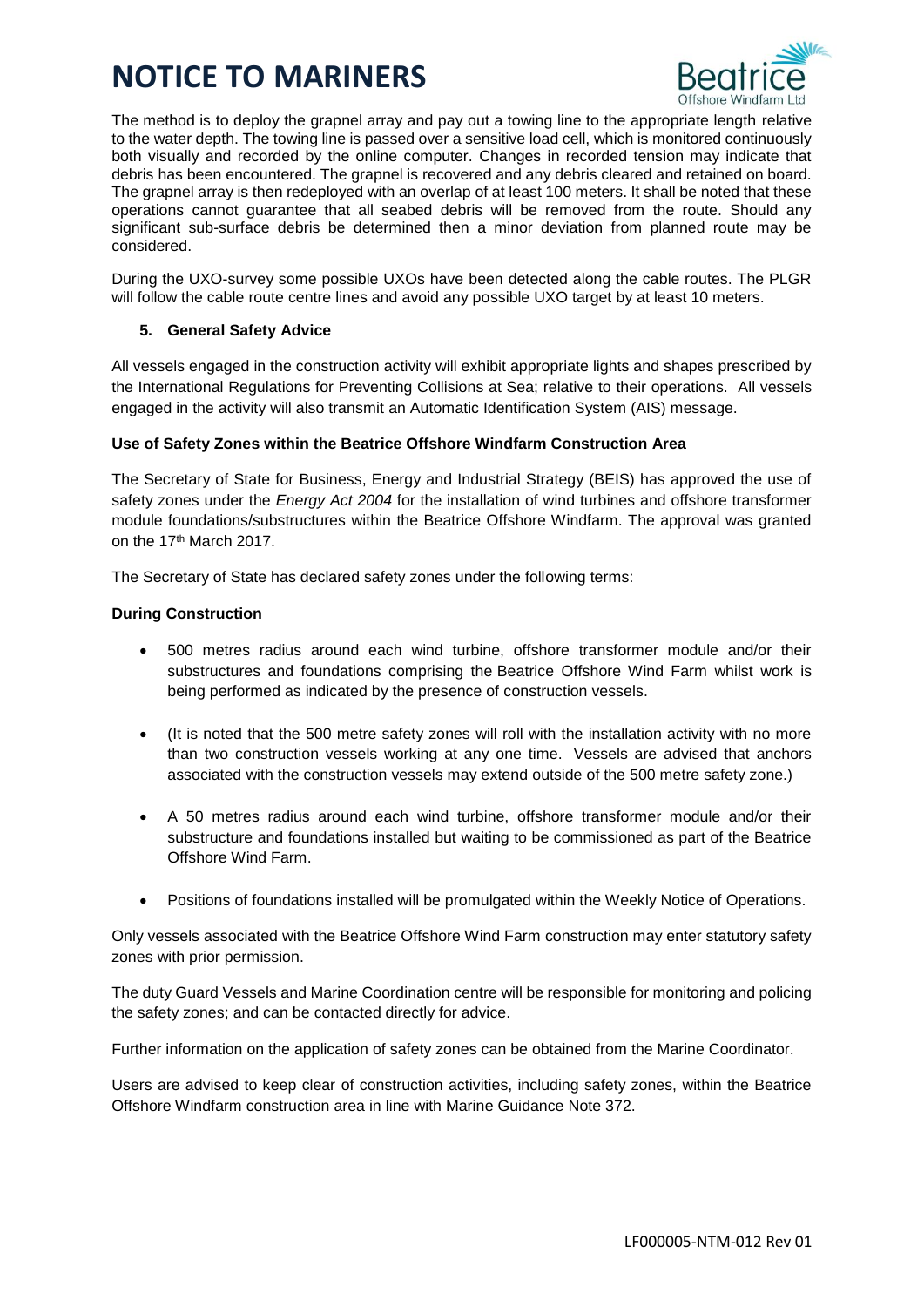The method is to deploy the grapnel array and pay out a towing line to the appropriate length relative to the water depth. The towing line is passed over a sensitive load cell, which is monitored continuously both visually and recorded by the online computer. Changes in recorded tension may indicate that debris has been encountered. The grapnel is recovered and any debris cleared and retained on board. The grapnel array is then redeployed with an overlap of at least 100 meters. It shall be noted that these operations cannot guarantee that all seabed debris will be removed from the route. Should any significant sub-surface debris be determined then a minor deviation from planned route may be considered.

During the UXO-survey some possible UXOs have been detected along the cable routes. The PLGR will follow the cable route centre lines and avoid any possible UXO target by at least 10 meters.

## 5. General Safety Advice

All vessels engaged in the construction activity will exhibit appropriate lights and shapes prescribed by the International Regulations for Preventing Collisions at Sea; relative to their operations. All vessels engaged in the activity will also transmit an Automatic Identification System (AIS) message.

**Use of Safety Zones within the Beatrice Offshore Windfarm Construction Area**

The Secretary of State for Business, Energy and Industrial Strategy (BEIS) has approved the use of safety zones under the *Energy Act 2004* for the installation of wind turbines and offshore transformer module foundations/substructures within the Beatrice Offshore Windfarm. The approval was granted on the 17th March 2017.

The Secretary of State has declared safety zones under the following terms:

**During Construction**

- 500 metres radius around each wind turbine, offshore transformer module and/or their substructures and foundations comprising the Beatrice Offshore Wind Farm whilst work is being performed as indicated by the presence of construction vessels.
- (It is noted that the 500 metre safety zones will roll with the installation activity with no more than two construction vessels working at any one time. Vessels are advised that anchors associated with the construction vessels may extend outside of the 500 metre safety zone.)
- A 50 metres radius around each wind turbine, offshore transformer module and/or their substructure and foundations installed but waiting to be commissioned as part of the Beatrice Offshore Wind Farm.
- Positions of foundations installed will be promulgated within the Weekly Notice of Operations.

Only vessels associated with the Beatrice Offshore Wind Farm construction may enter statutory safety zones with prior permission.

The duty Guard Vessels and Marine Coordination centre will be responsible for monitoring and policing the safety zones; and can be contacted directly for advice.

Further information on the application of safety zones can be obtained from the Marine Coordinator.

Users are advised to keep clear of construction activities, including safety zones, within the Beatrice Offshore Windfarm construction area in line with Marine Guidance Note 372.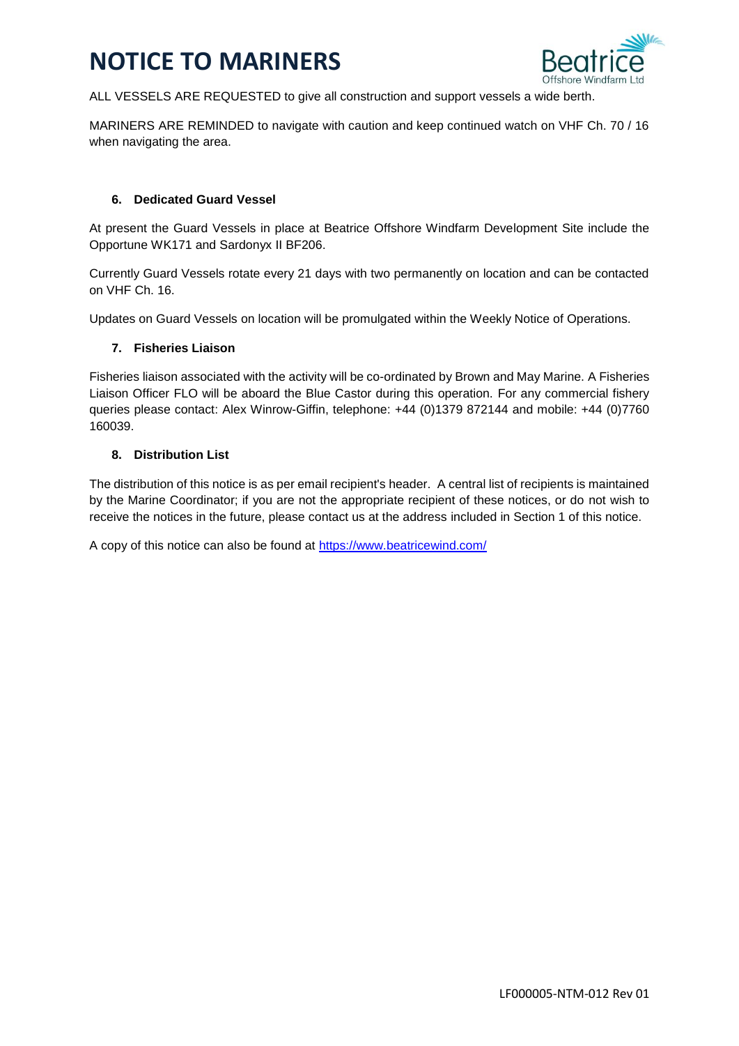ALL VESSELS ARE REQUESTED to give all construction and support vessels a wide berth.

MARINERS ARE REMINDED to navigate with caution and keep continued watch on VHF Ch. 70 / 16 when navigating the area.

### 6. Dedicated Guard Vessel

At present the Guard Vessels in place at Beatrice Offshore Windfarm Development Site include the Opportune WK171 and Sardonyx II BF206.

Currently Guard Vessels rotate every 21 days with two permanently on location and can be contacted on VHF Ch. 16.

Updates on Guard Vessels on location will be promulgated within the Weekly Notice of Operations.

### 7. Fisheries Liaison

Fisheries liaison associated with the activity will be co-ordinated by Brown and May Marine. A Fisheries Liaison Officer FLO will be aboard the Blue Castor during this operation. For any commercial fishery queries please contact: Alex Winrow-Giffin, telephone: +44 (0)1379 872144 and mobile: +44 (0)7760 160039.

### 8. Distribution List

The distribution of this notice is as per email recipient's header. A central list of recipients is maintained by the Marine Coordinator; if you are not the appropriate recipient of these notices, or do not wish to receive the notices in the future, please contact us at the address included in Section 1 of this notice.

A copy of this notice can also be found at https://www.beatricewind.com/